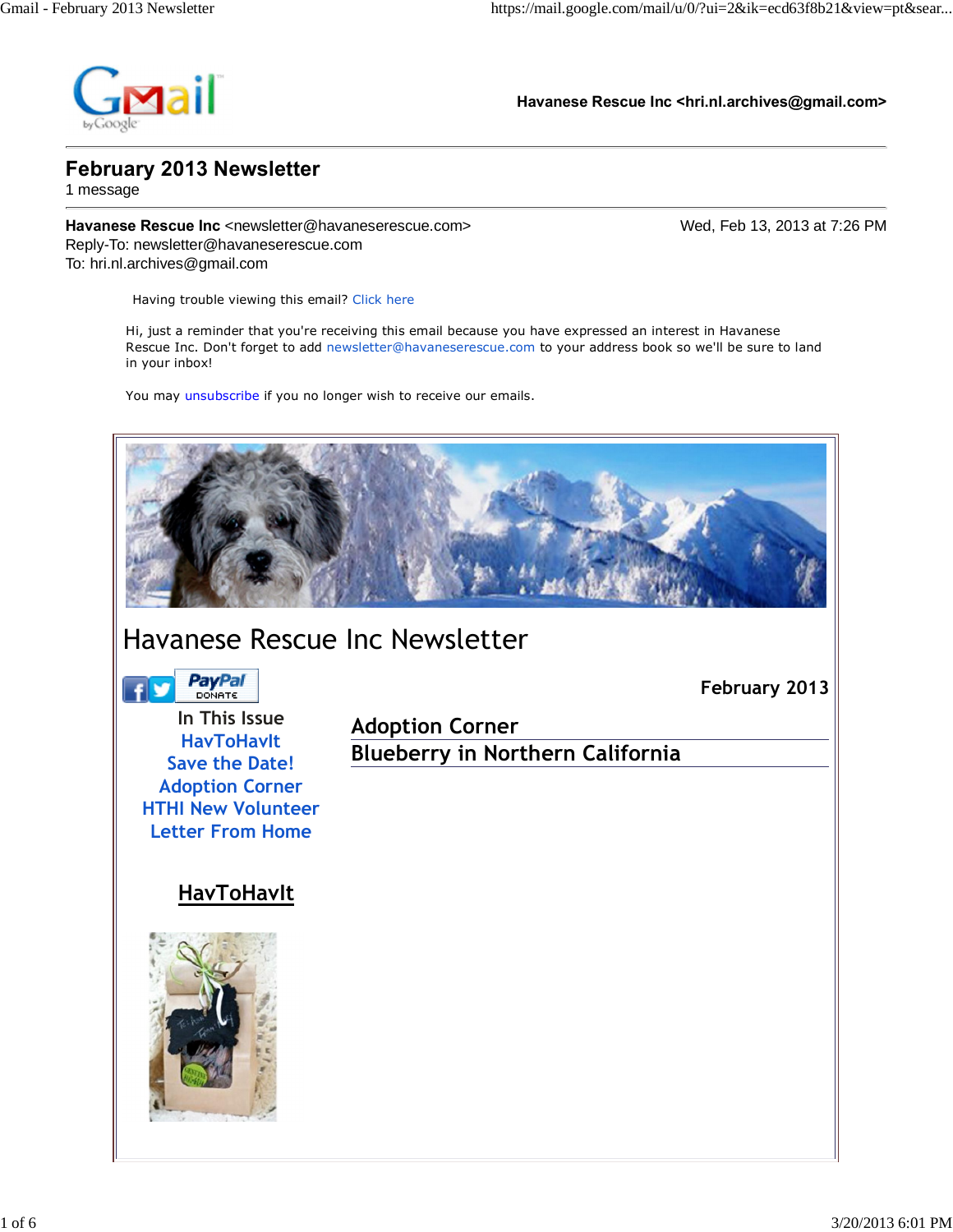Havanese Rescue Inc <hri.nl.archives@gmail.com>

# February 2013 Newsletter

1 message

**Havanese Rescue Inc** <newsletter@havaneserescue.com>  
Wed, Feb 13, 2013 at 7:26 PM  
Reply-To: newsletter@havaneserescue.com  
To: hri.nl.archives@gmail.com

Having trouble viewing this email? Click here

Hi, just a reminder that you're receiving this email because you have expressed an interest in Havanese Rescue Inc. Don't forget to add newsletter@havaneserescue.com to your address book so we'll be sure to land in your inbox!

You may unsubscribe if you no longer wish to receive our emails.

# Havanese Rescue Inc Newsletter

**February 2013**

In This Issue

- HavToHavIt
- Save the Date!
- Adoption Corner
- HTHI New Volunteer
- Letter From Home

## Adoption Corner

## Blueberry in Northern California

## HavToHavIt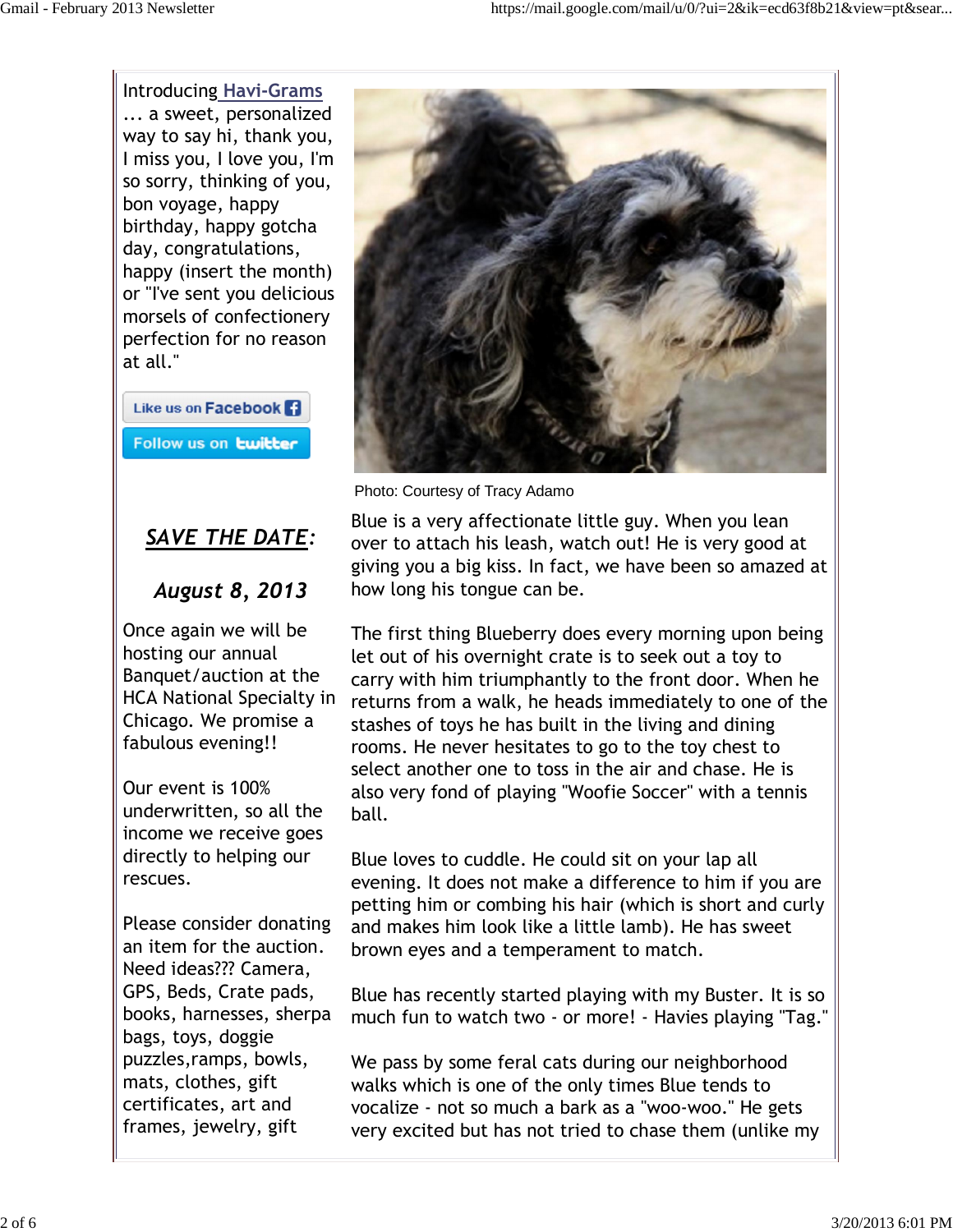Introducing **Havi-Grams** ... a sweet, personalized way to say hi, thank you, I miss you, I love you, I'm so sorry, thinking of you, bon voyage, happy birthday, happy gotcha day, congratulations, happy (insert the month) or "I've sent you delicious morsels of confectionery perfection for no reason at all."

Like us on Facebook

Follow us on twitter

## ***SAVE THE DATE:***

### ***August 8, 2013***

Once again we will be hosting our annual Banquet/auction at the HCA National Specialty in Chicago. We promise a fabulous evening!!

Our event is 100% underwritten, so all the income we receive goes directly to helping our rescues.

Please consider donating an item for the auction. Need ideas??? Camera, GPS, Beds, Crate pads, books, harnesses, sherpa bags, toys, doggie puzzles,ramps, bowls, mats, clothes, gift certificates, art and frames, jewelry, gift

Photo: Courtesy of Tracy Adamo

Blue is a very affectionate little guy. When you lean over to attach his leash, watch out! He is very good at giving you a big kiss. In fact, we have been so amazed at how long his tongue can be.

The first thing Blueberry does every morning upon being let out of his overnight crate is to seek out a toy to carry with him triumphantly to the front door. When he returns from a walk, he heads immediately to one of the stashes of toys he has built in the living and dining rooms. He never hesitates to go to the toy chest to select another one to toss in the air and chase. He is also very fond of playing "Woofie Soccer" with a tennis ball.

Blue loves to cuddle. He could sit on your lap all evening. It does not make a difference to him if you are petting him or combing his hair (which is short and curly and makes him look like a little lamb). He has sweet brown eyes and a temperament to match.

Blue has recently started playing with my Buster. It is so much fun to watch two - or more! - Havies playing "Tag."

We pass by some feral cats during our neighborhood walks which is one of the only times Blue tends to vocalize - not so much a bark as a "woo-woo." He gets very excited but has not tried to chase them (unlike my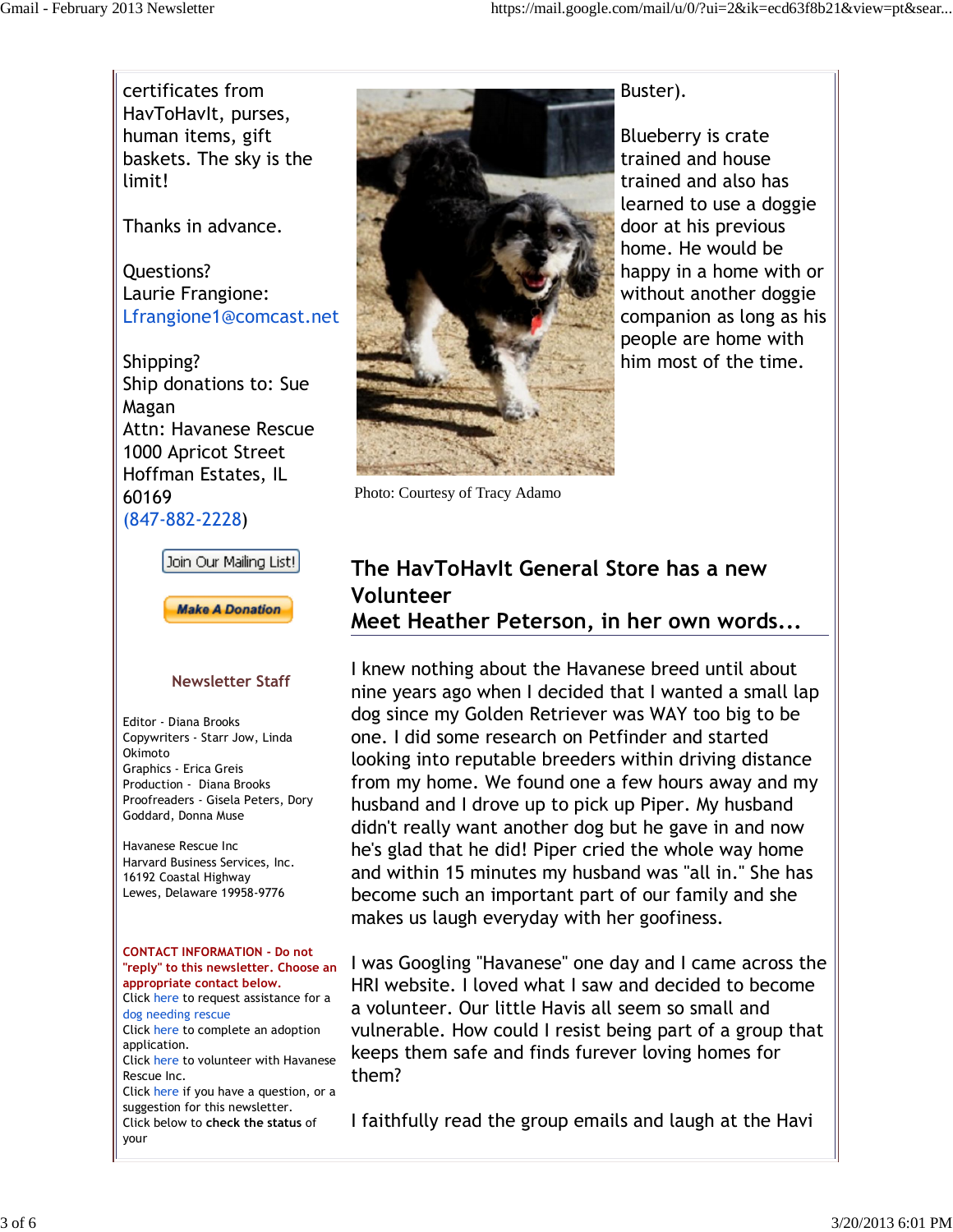certificates from HavToHavIt, purses, human items, gift baskets. The sky is the limit!

Thanks in advance.

Questions?
Laurie Frangione:
Lfrangione1@comcast.net

Shipping?
Ship donations to: Sue Magan
Attn: Havanese Rescue
1000 Apricot Street
Hoffman Estates, IL 60169
(847-882-2228)

Join Our Mailing List!

Make A Donation

**Newsletter Staff**

Editor - Diana Brooks
Copywriters - Starr Jow, Linda Okimoto
Graphics - Erica Greis
Production - Diana Brooks
Proofreaders - Gisela Peters, Dory Goddard, Donna Muse

Havanese Rescue Inc
Harvard Business Services, Inc.
16192 Coastal Highway
Lewes, Delaware 19958-9776

**CONTACT INFORMATION - Do not "reply" to this newsletter. Choose an appropriate contact below.**
Click here to request assistance for a dog needing rescue
Click here to complete an adoption application.
Click here to volunteer with Havanese Rescue Inc.
Click here if you have a question, or a suggestion for this newsletter.
Click below to **check the status** of your

Photo: Courtesy of Tracy Adamo

Buster).

Blueberry is crate trained and house trained and also has learned to use a doggie door at his previous home. He would be happy in a home with or without another doggie companion as long as his people are home with him most of the time.

## The HavToHavIt General Store has a new Volunteer
## Meet Heather Peterson, in her own words...

I knew nothing about the Havanese breed until about nine years ago when I decided that I wanted a small lap dog since my Golden Retriever was WAY too big to be one. I did some research on Petfinder and started looking into reputable breeders within driving distance from my home. We found one a few hours away and my husband and I drove up to pick up Piper. My husband didn't really want another dog but he gave in and now he's glad that he did! Piper cried the whole way home and within 15 minutes my husband was "all in." She has become such an important part of our family and she makes us laugh everyday with her goofiness.

I was Googling "Havanese" one day and I came across the HRI website. I loved what I saw and decided to become a volunteer. Our little Havis all seem so small and vulnerable. How could I resist being part of a group that keeps them safe and finds furever loving homes for them?

I faithfully read the group emails and laugh at the Havi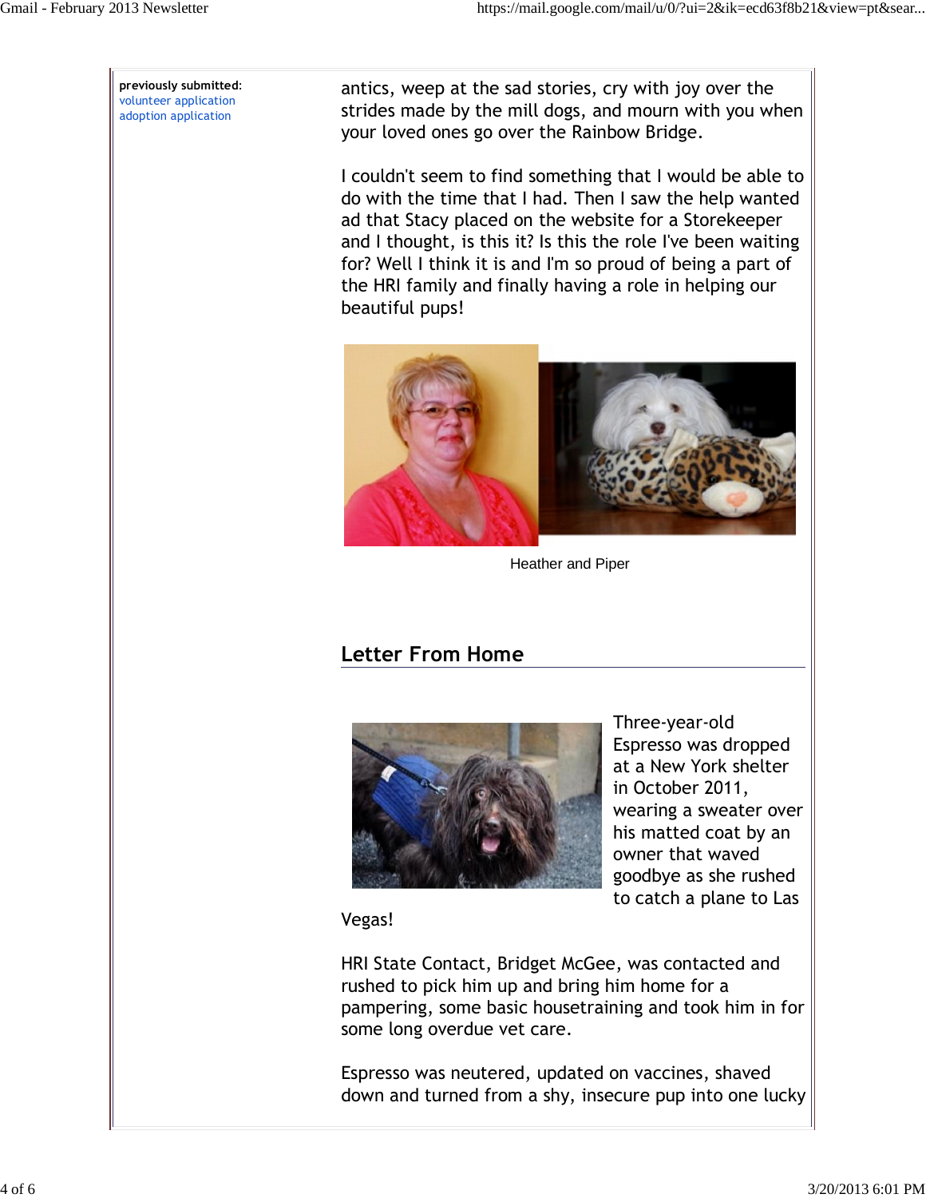**previously submitted:**
volunteer application
adoption application

antics, weep at the sad stories, cry with joy over the strides made by the mill dogs, and mourn with you when your loved ones go over the Rainbow Bridge.

I couldn't seem to find something that I would be able to do with the time that I had. Then I saw the help wanted ad that Stacy placed on the website for a Storekeeper and I thought, is this it? Is this the role I've been waiting for? Well I think it is and I'm so proud of being a part of the HRI family and finally having a role in helping our beautiful pups!

Heather and Piper

## Letter From Home

Three-year-old Espresso was dropped at a New York shelter in October 2011, wearing a sweater over his matted coat by an owner that waved goodbye as she rushed to catch a plane to Las Vegas!

HRI State Contact, Bridget McGee, was contacted and rushed to pick him up and bring him home for a pampering, some basic housetraining and took him in for some long overdue vet care.

Espresso was neutered, updated on vaccines, shaved down and turned from a shy, insecure pup into one lucky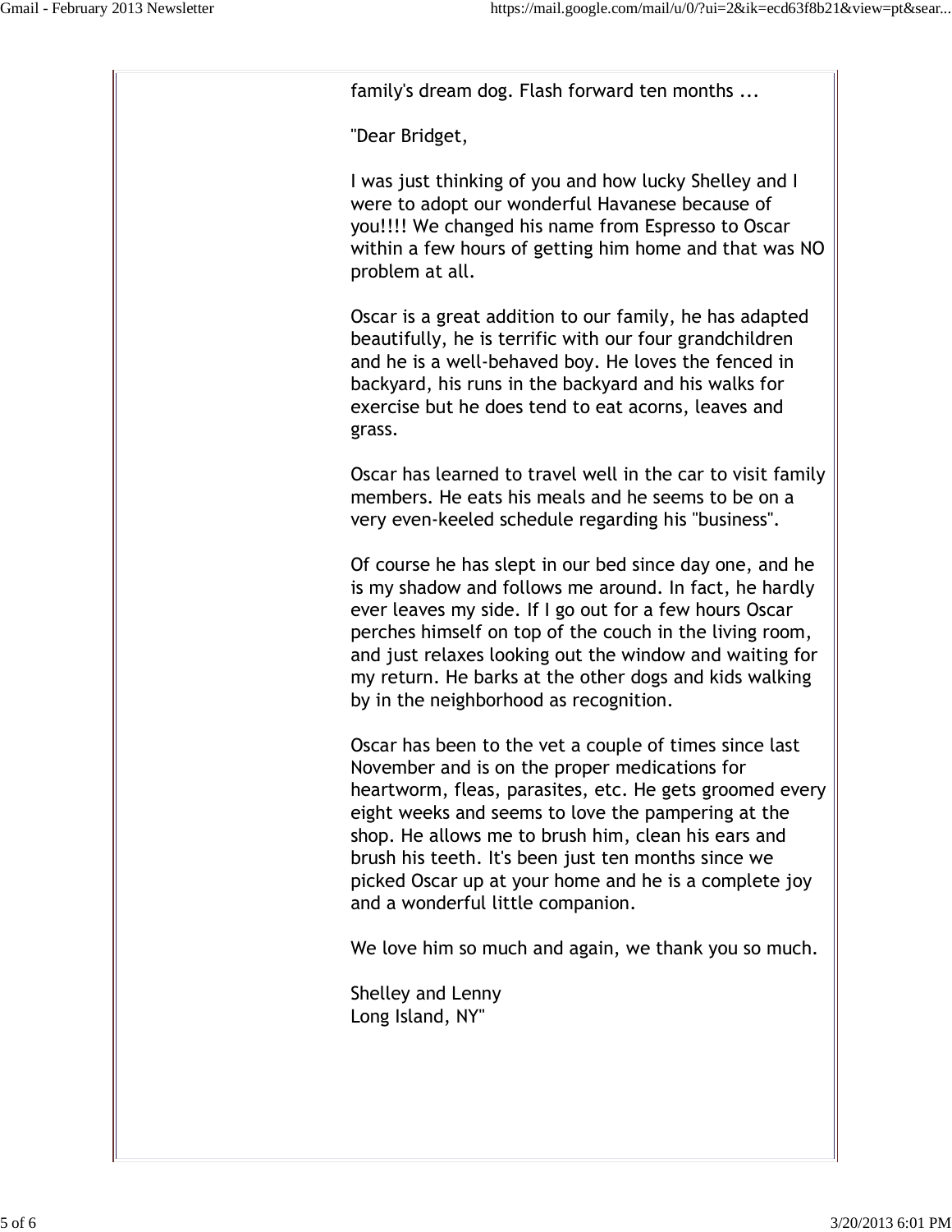family's dream dog. Flash forward ten months ...

"Dear Bridget,

I was just thinking of you and how lucky Shelley and I were to adopt our wonderful Havanese because of you!!!! We changed his name from Espresso to Oscar within a few hours of getting him home and that was NO problem at all.

Oscar is a great addition to our family, he has adapted beautifully, he is terrific with our four grandchildren and he is a well-behaved boy. He loves the fenced in backyard, his runs in the backyard and his walks for exercise but he does tend to eat acorns, leaves and grass.

Oscar has learned to travel well in the car to visit family members. He eats his meals and he seems to be on a very even-keeled schedule regarding his "business".

Of course he has slept in our bed since day one, and he is my shadow and follows me around. In fact, he hardly ever leaves my side. If I go out for a few hours Oscar perches himself on top of the couch in the living room, and just relaxes looking out the window and waiting for my return. He barks at the other dogs and kids walking by in the neighborhood as recognition.

Oscar has been to the vet a couple of times since last November and is on the proper medications for heartworm, fleas, parasites, etc. He gets groomed every eight weeks and seems to love the pampering at the shop. He allows me to brush him, clean his ears and brush his teeth. It's been just ten months since we picked Oscar up at your home and he is a complete joy and a wonderful little companion.

We love him so much and again, we thank you so much.

Shelley and Lenny
Long Island, NY"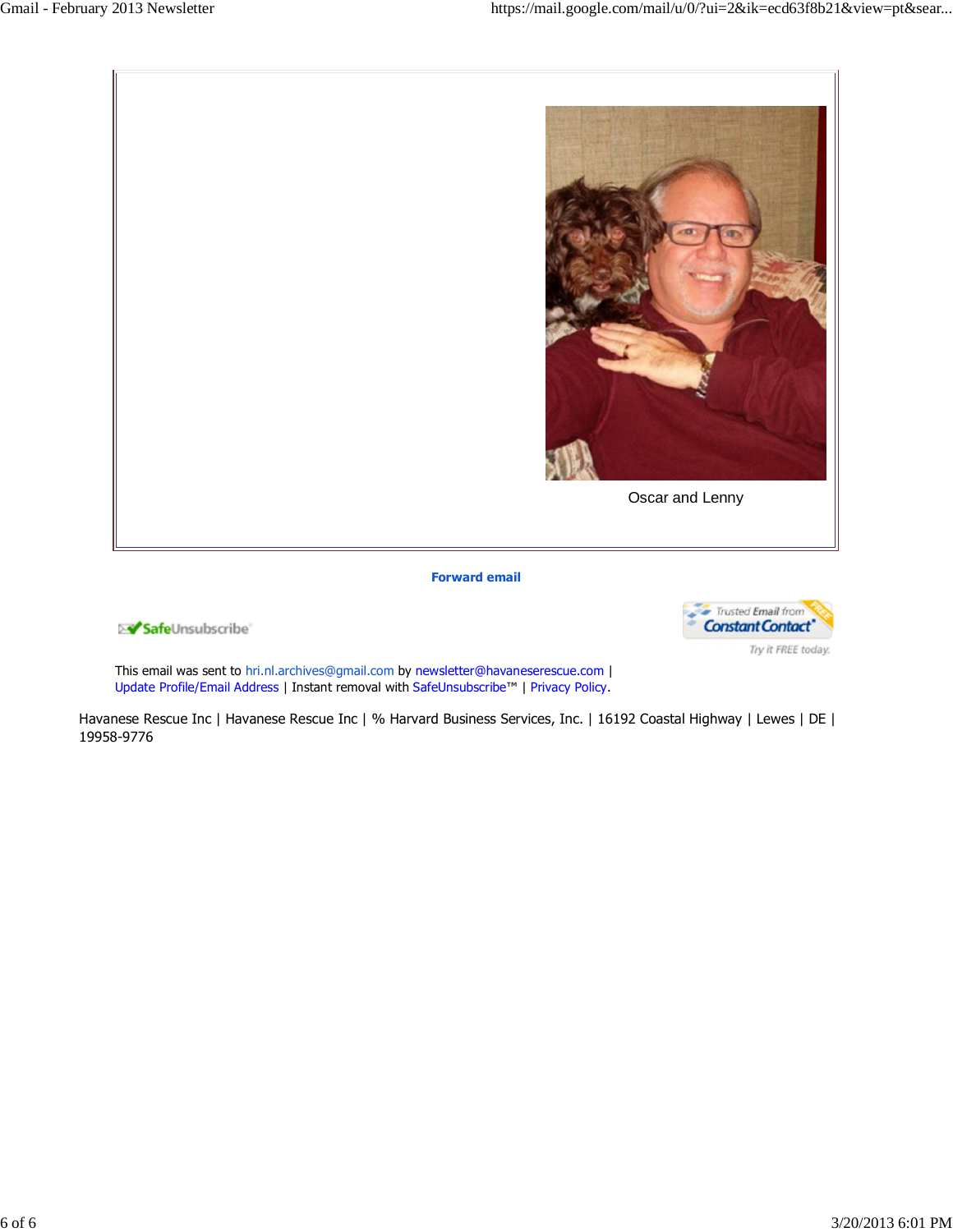Oscar and Lenny

**Forward email**

SafeUnsubscribe

Trusted Email from Constant Contact

Try it FREE today.

This email was sent to hri.nl.archives@gmail.com by newsletter@havaneserescue.com | Update Profile/Email Address | Instant removal with SafeUnsubscribe™ | Privacy Policy.

Havanese Rescue Inc | Havanese Rescue Inc | % Harvard Business Services, Inc. | 16192 Coastal Highway | Lewes | DE | 19958-9776